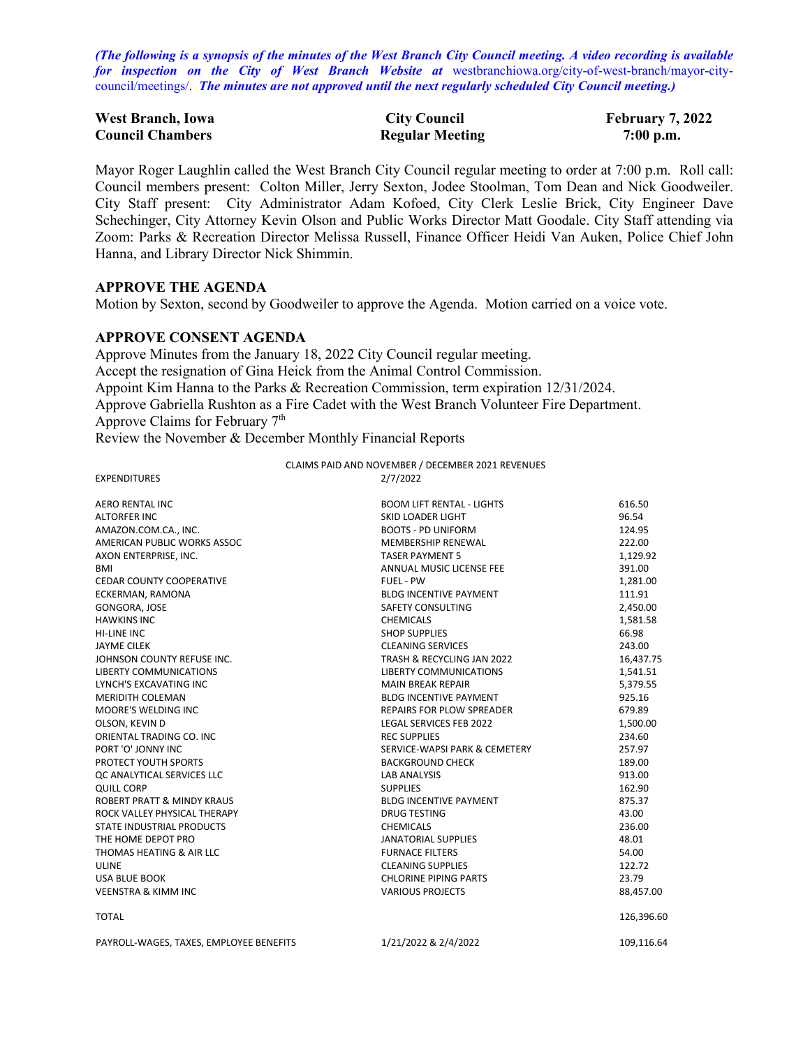*(The following is a synopsis of the minutes of the West Branch City Council meeting. A video recording is available for inspection on the City of West Branch Website at* westbranchiowa.org/city-of-west-branch/mayor-city-council/meetings/. *The minutes are not approved until the next regularly scheduled City Council meeting.)*

| **West Branch, Iowa** | **City Council** | **February 7, 2022** |
|---|---|---|
| **Council Chambers** | **Regular Meeting** | **7:00 p.m.** |

Mayor Roger Laughlin called the West Branch City Council regular meeting to order at 7:00 p.m. Roll call: Council members present: Colton Miller, Jerry Sexton, Jodee Stoolman, Tom Dean and Nick Goodweiler. City Staff present: City Administrator Adam Kofoed, City Clerk Leslie Brick, City Engineer Dave Schechinger, City Attorney Kevin Olson and Public Works Director Matt Goodale. City Staff attending via Zoom: Parks & Recreation Director Melissa Russell, Finance Officer Heidi Van Auken, Police Chief John Hanna, and Library Director Nick Shimmin.

## APPROVE THE AGENDA

Motion by Sexton, second by Goodweiler to approve the Agenda. Motion carried on a voice vote.

## APPROVE CONSENT AGENDA

Approve Minutes from the January 18, 2022 City Council regular meeting.
Accept the resignation of Gina Heick from the Animal Control Commission.
Appoint Kim Hanna to the Parks & Recreation Commission, term expiration 12/31/2024.
Approve Gabriella Rushton as a Fire Cadet with the West Branch Volunteer Fire Department.
Approve Claims for February 7th
Review the November & December Monthly Financial Reports

CLAIMS PAID AND NOVEMBER / DECEMBER 2021 REVENUES

| EXPENDITURES | 2/7/2022 | |
|---|---|---|
| AERO RENTAL INC | BOOM LIFT RENTAL - LIGHTS | 616.50 |
| ALTORFER INC | SKID LOADER LIGHT | 96.54 |
| AMAZON.COM.CA., INC. | BOOTS - PD UNIFORM | 124.95 |
| AMERICAN PUBLIC WORKS ASSOC | MEMBERSHIP RENEWAL | 222.00 |
| AXON ENTERPRISE, INC. | TASER PAYMENT 5 | 1,129.92 |
| BMI | ANNUAL MUSIC LICENSE FEE | 391.00 |
| CEDAR COUNTY COOPERATIVE | FUEL - PW | 1,281.00 |
| ECKERMAN, RAMONA | BLDG INCENTIVE PAYMENT | 111.91 |
| GONGORA, JOSE | SAFETY CONSULTING | 2,450.00 |
| HAWKINS INC | CHEMICALS | 1,581.58 |
| HI-LINE INC | SHOP SUPPLIES | 66.98 |
| JAYME CILEK | CLEANING SERVICES | 243.00 |
| JOHNSON COUNTY REFUSE INC. | TRASH & RECYCLING JAN 2022 | 16,437.75 |
| LIBERTY COMMUNICATIONS | LIBERTY COMMUNICATIONS | 1,541.51 |
| LYNCH'S EXCAVATING INC | MAIN BREAK REPAIR | 5,379.55 |
| MERIDITH COLEMAN | BLDG INCENTIVE PAYMENT | 925.16 |
| MOORE'S WELDING INC | REPAIRS FOR PLOW SPREADER | 679.89 |
| OLSON, KEVIN D | LEGAL SERVICES FEB 2022 | 1,500.00 |
| ORIENTAL TRADING CO. INC | REC SUPPLIES | 234.60 |
| PORT 'O' JONNY INC | SERVICE-WAPSI PARK & CEMETERY | 257.97 |
| PROTECT YOUTH SPORTS | BACKGROUND CHECK | 189.00 |
| QC ANALYTICAL SERVICES LLC | LAB ANALYSIS | 913.00 |
| QUILL CORP | SUPPLIES | 162.90 |
| ROBERT PRATT & MINDY KRAUS | BLDG INCENTIVE PAYMENT | 875.37 |
| ROCK VALLEY PHYSICAL THERAPY | DRUG TESTING | 43.00 |
| STATE INDUSTRIAL PRODUCTS | CHEMICALS | 236.00 |
| THE HOME DEPOT PRO | JANATORIAL SUPPLIES | 48.01 |
| THOMAS HEATING & AIR LLC | FURNACE FILTERS | 54.00 |
| ULINE | CLEANING SUPPLIES | 122.72 |
| USA BLUE BOOK | CHLORINE PIPING PARTS | 23.79 |
| VEENSTRA & KIMM INC | VARIOUS PROJECTS | 88,457.00 |
| TOTAL | | 126,396.60 |
| PAYROLL-WAGES, TAXES, EMPLOYEE BENEFITS | 1/21/2022 & 2/4/2022 | 109,116.64 |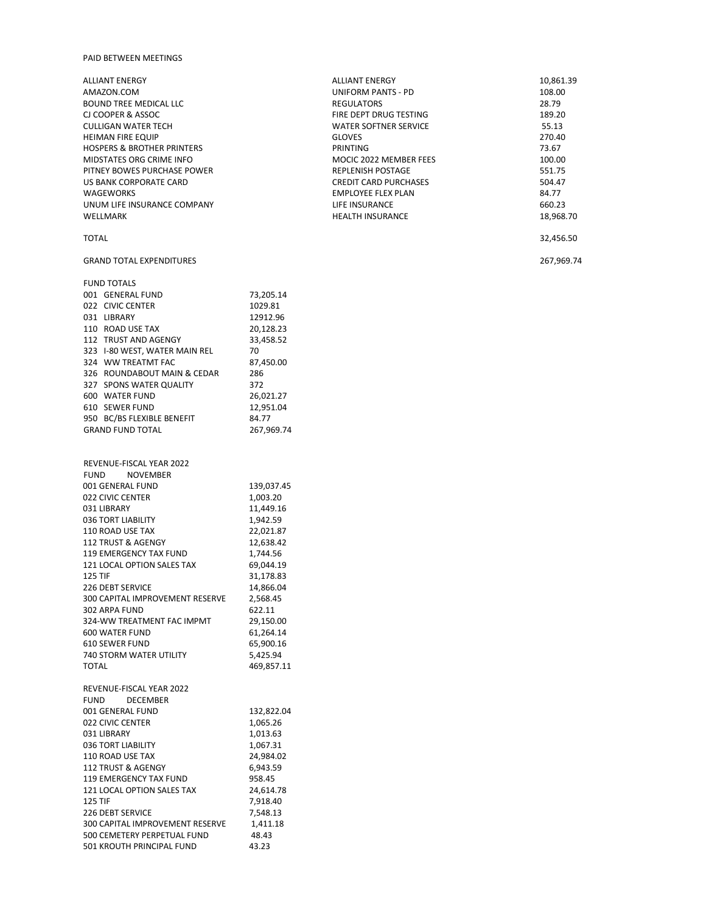PAID BETWEEN MEETINGS

| | | |
|---|---|---|
| ALLIANT ENERGY | ALLIANT ENERGY | 10,861.39 |
| AMAZON.COM | UNIFORM PANTS - PD | 108.00 |
| BOUND TREE MEDICAL LLC | REGULATORS | 28.79 |
| CJ COOPER & ASSOC | FIRE DEPT DRUG TESTING | 189.20 |
| CULLIGAN WATER TECH | WATER SOFTNER SERVICE | 55.13 |
| HEIMAN FIRE EQUIP | GLOVES | 270.40 |
| HOSPERS & BROTHER PRINTERS | PRINTING | 73.67 |
| MIDSTATES ORG CRIME INFO | MOCIC 2022 MEMBER FEES | 100.00 |
| PITNEY BOWES PURCHASE POWER | REPLENISH POSTAGE | 551.75 |
| US BANK CORPORATE CARD | CREDIT CARD PURCHASES | 504.47 |
| WAGEWORKS | EMPLOYEE FLEX PLAN | 84.77 |
| UNUM LIFE INSURANCE COMPANY | LIFE INSURANCE | 660.23 |
| WELLMARK | HEALTH INSURANCE | 18,968.70 |
| TOTAL | | 32,456.50 |
| GRAND TOTAL EXPENDITURES | | 267,969.74 |

FUND TOTALS

| | |
|---|---|
| 001 GENERAL FUND | 73,205.14 |
| 022 CIVIC CENTER | 1029.81 |
| 031 LIBRARY | 12912.96 |
| 110 ROAD USE TAX | 20,128.23 |
| 112 TRUST AND AGENGY | 33,458.52 |
| 323 I-80 WEST, WATER MAIN REL | 70 |
| 324 WW TREATMT FAC | 87,450.00 |
| 326 ROUNDABOUT MAIN & CEDAR | 286 |
| 327 SPONS WATER QUALITY | 372 |
| 600 WATER FUND | 26,021.27 |
| 610 SEWER FUND | 12,951.04 |
| 950 BC/BS FLEXIBLE BENEFIT | 84.77 |
| GRAND FUND TOTAL | 267,969.74 |

REVENUE-FISCAL YEAR 2022

| FUND NOVEMBER | |
|---|---|
| 001 GENERAL FUND | 139,037.45 |
| 022 CIVIC CENTER | 1,003.20 |
| 031 LIBRARY | 11,449.16 |
| 036 TORT LIABILITY | 1,942.59 |
| 110 ROAD USE TAX | 22,021.87 |
| 112 TRUST & AGENGY | 12,638.42 |
| 119 EMERGENCY TAX FUND | 1,744.56 |
| 121 LOCAL OPTION SALES TAX | 69,044.19 |
| 125 TIF | 31,178.83 |
| 226 DEBT SERVICE | 14,866.04 |
| 300 CAPITAL IMPROVEMENT RESERVE | 2,568.45 |
| 302 ARPA FUND | 622.11 |
| 324-WW TREATMENT FAC IMPMT | 29,150.00 |
| 600 WATER FUND | 61,264.14 |
| 610 SEWER FUND | 65,900.16 |
| 740 STORM WATER UTILITY | 5,425.94 |
| TOTAL | 469,857.11 |

REVENUE-FISCAL YEAR 2022

| FUND DECEMBER | |
|---|---|
| 001 GENERAL FUND | 132,822.04 |
| 022 CIVIC CENTER | 1,065.26 |
| 031 LIBRARY | 1,013.63 |
| 036 TORT LIABILITY | 1,067.31 |
| 110 ROAD USE TAX | 24,984.02 |
| 112 TRUST & AGENGY | 6,943.59 |
| 119 EMERGENCY TAX FUND | 958.45 |
| 121 LOCAL OPTION SALES TAX | 24,614.78 |
| 125 TIF | 7,918.40 |
| 226 DEBT SERVICE | 7,548.13 |
| 300 CAPITAL IMPROVEMENT RESERVE | 1,411.18 |
| 500 CEMETERY PERPETUAL FUND | 48.43 |
| 501 KROUTH PRINCIPAL FUND | 43.23 |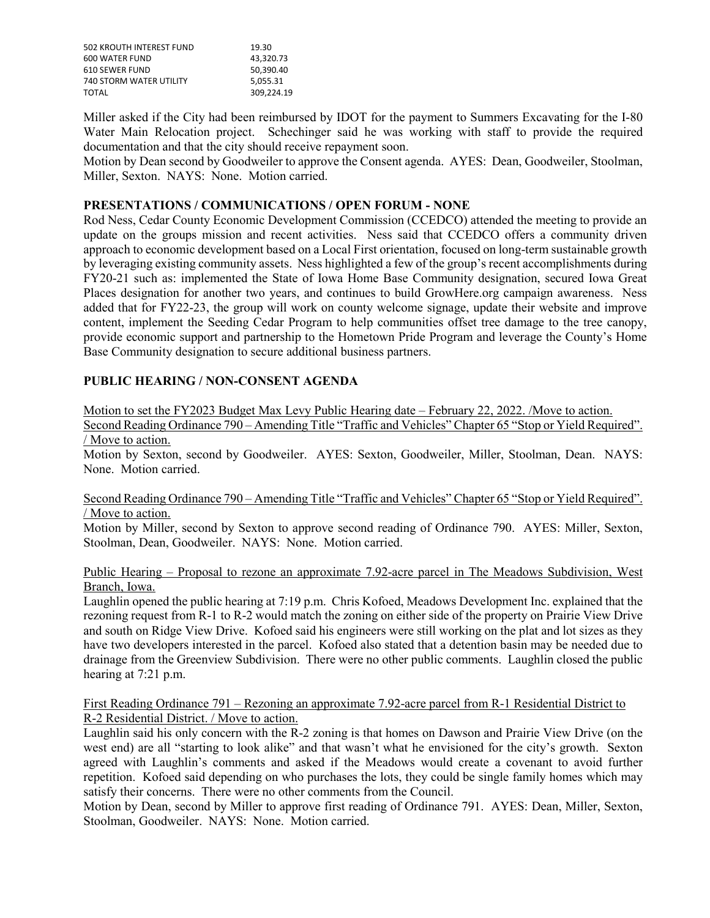| | |
|---|---|
| 502 KROUTH INTEREST FUND | 19.30 |
| 600 WATER FUND | 43,320.73 |
| 610 SEWER FUND | 50,390.40 |
| 740 STORM WATER UTILITY | 5,055.31 |
| TOTAL | 309,224.19 |

Miller asked if the City had been reimbursed by IDOT for the payment to Summers Excavating for the I-80 Water Main Relocation project. Schechinger said he was working with staff to provide the required documentation and that the city should receive repayment soon.

Motion by Dean second by Goodweiler to approve the Consent agenda. AYES: Dean, Goodweiler, Stoolman, Miller, Sexton. NAYS: None. Motion carried.

## PRESENTATIONS / COMMUNICATIONS / OPEN FORUM - NONE

Rod Ness, Cedar County Economic Development Commission (CCEDCO) attended the meeting to provide an update on the groups mission and recent activities. Ness said that CCEDCO offers a community driven approach to economic development based on a Local First orientation, focused on long-term sustainable growth by leveraging existing community assets. Ness highlighted a few of the group's recent accomplishments during FY20-21 such as: implemented the State of Iowa Home Base Community designation, secured Iowa Great Places designation for another two years, and continues to build GrowHere.org campaign awareness. Ness added that for FY22-23, the group will work on county welcome signage, update their website and improve content, implement the Seeding Cedar Program to help communities offset tree damage to the tree canopy, provide economic support and partnership to the Hometown Pride Program and leverage the County's Home Base Community designation to secure additional business partners.

## PUBLIC HEARING / NON-CONSENT AGENDA

Motion to set the FY2023 Budget Max Levy Public Hearing date – February 22, 2022. /Move to action.

Second Reading Ordinance 790 – Amending Title "Traffic and Vehicles" Chapter 65 "Stop or Yield Required". / Move to action.

Motion by Sexton, second by Goodweiler. AYES: Sexton, Goodweiler, Miller, Stoolman, Dean. NAYS: None. Motion carried.

Second Reading Ordinance 790 – Amending Title "Traffic and Vehicles" Chapter 65 "Stop or Yield Required". / Move to action.

Motion by Miller, second by Sexton to approve second reading of Ordinance 790. AYES: Miller, Sexton, Stoolman, Dean, Goodweiler. NAYS: None. Motion carried.

Public Hearing – Proposal to rezone an approximate 7.92-acre parcel in The Meadows Subdivision, West Branch, Iowa.

Laughlin opened the public hearing at 7:19 p.m. Chris Kofoed, Meadows Development Inc. explained that the rezoning request from R-1 to R-2 would match the zoning on either side of the property on Prairie View Drive and south on Ridge View Drive. Kofoed said his engineers were still working on the plat and lot sizes as they have two developers interested in the parcel. Kofoed also stated that a detention basin may be needed due to drainage from the Greenview Subdivision. There were no other public comments. Laughlin closed the public hearing at 7:21 p.m.

First Reading Ordinance 791 – Rezoning an approximate 7.92-acre parcel from R-1 Residential District to R-2 Residential District. / Move to action.

Laughlin said his only concern with the R-2 zoning is that homes on Dawson and Prairie View Drive (on the west end) are all "starting to look alike" and that wasn't what he envisioned for the city's growth. Sexton agreed with Laughlin's comments and asked if the Meadows would create a covenant to avoid further repetition. Kofoed said depending on who purchases the lots, they could be single family homes which may satisfy their concerns. There were no other comments from the Council.

Motion by Dean, second by Miller to approve first reading of Ordinance 791. AYES: Dean, Miller, Sexton, Stoolman, Goodweiler. NAYS: None. Motion carried.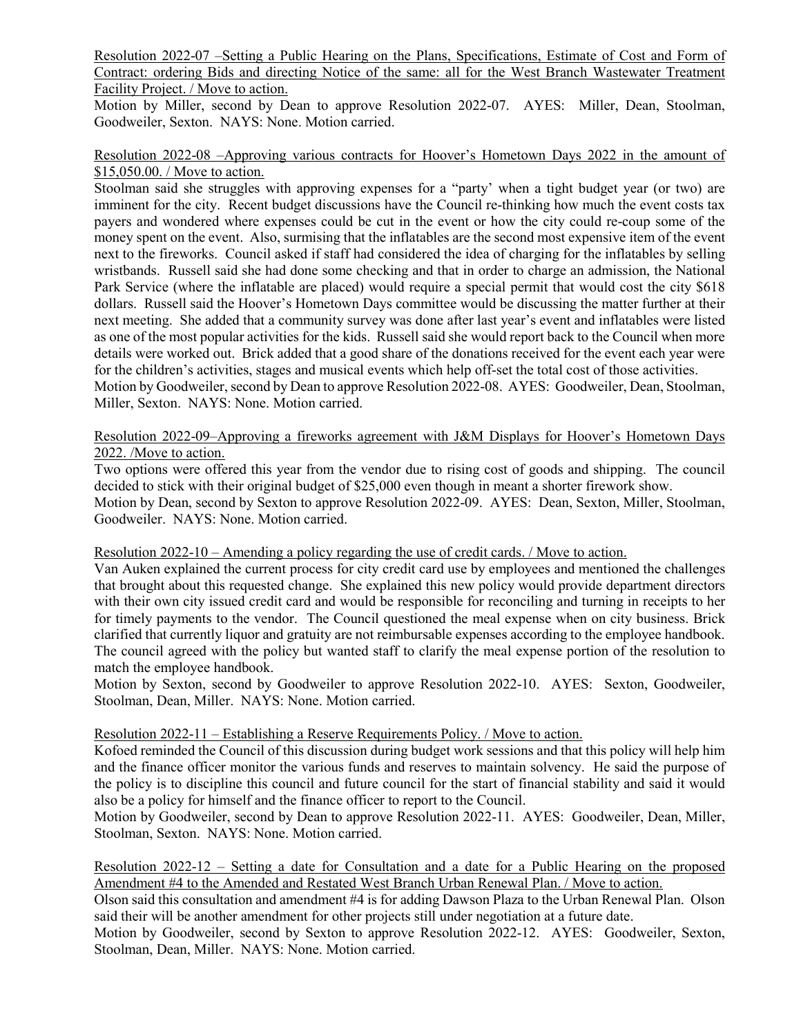Resolution 2022-07 –Setting a Public Hearing on the Plans, Specifications, Estimate of Cost and Form of Contract: ordering Bids and directing Notice of the same: all for the West Branch Wastewater Treatment Facility Project. / Move to action.

Motion by Miller, second by Dean to approve Resolution 2022-07. AYES: Miller, Dean, Stoolman, Goodweiler, Sexton. NAYS: None. Motion carried.

Resolution 2022-08 –Approving various contracts for Hoover's Hometown Days 2022 in the amount of $15,050.00. / Move to action.

Stoolman said she struggles with approving expenses for a "party' when a tight budget year (or two) are imminent for the city. Recent budget discussions have the Council re-thinking how much the event costs tax payers and wondered where expenses could be cut in the event or how the city could re-coup some of the money spent on the event. Also, surmising that the inflatables are the second most expensive item of the event next to the fireworks. Council asked if staff had considered the idea of charging for the inflatables by selling wristbands. Russell said she had done some checking and that in order to charge an admission, the National Park Service (where the inflatable are placed) would require a special permit that would cost the city $618 dollars. Russell said the Hoover's Hometown Days committee would be discussing the matter further at their next meeting. She added that a community survey was done after last year's event and inflatables were listed as one of the most popular activities for the kids. Russell said she would report back to the Council when more details were worked out. Brick added that a good share of the donations received for the event each year were for the children's activities, stages and musical events which help off-set the total cost of those activities.

Motion by Goodweiler, second by Dean to approve Resolution 2022-08. AYES: Goodweiler, Dean, Stoolman, Miller, Sexton. NAYS: None. Motion carried.

Resolution 2022-09–Approving a fireworks agreement with J&M Displays for Hoover's Hometown Days 2022. /Move to action.

Two options were offered this year from the vendor due to rising cost of goods and shipping. The council decided to stick with their original budget of $25,000 even though in meant a shorter firework show.

Motion by Dean, second by Sexton to approve Resolution 2022-09. AYES: Dean, Sexton, Miller, Stoolman, Goodweiler. NAYS: None. Motion carried.

Resolution 2022-10 – Amending a policy regarding the use of credit cards. / Move to action.

Van Auken explained the current process for city credit card use by employees and mentioned the challenges that brought about this requested change. She explained this new policy would provide department directors with their own city issued credit card and would be responsible for reconciling and turning in receipts to her for timely payments to the vendor. The Council questioned the meal expense when on city business. Brick clarified that currently liquor and gratuity are not reimbursable expenses according to the employee handbook. The council agreed with the policy but wanted staff to clarify the meal expense portion of the resolution to match the employee handbook.

Motion by Sexton, second by Goodweiler to approve Resolution 2022-10. AYES: Sexton, Goodweiler, Stoolman, Dean, Miller. NAYS: None. Motion carried.

Resolution 2022-11 – Establishing a Reserve Requirements Policy. / Move to action.

Kofoed reminded the Council of this discussion during budget work sessions and that this policy will help him and the finance officer monitor the various funds and reserves to maintain solvency. He said the purpose of the policy is to discipline this council and future council for the start of financial stability and said it would also be a policy for himself and the finance officer to report to the Council.

Motion by Goodweiler, second by Dean to approve Resolution 2022-11. AYES: Goodweiler, Dean, Miller, Stoolman, Sexton. NAYS: None. Motion carried.

Resolution 2022-12 – Setting a date for Consultation and a date for a Public Hearing on the proposed Amendment #4 to the Amended and Restated West Branch Urban Renewal Plan. / Move to action.

Olson said this consultation and amendment #4 is for adding Dawson Plaza to the Urban Renewal Plan. Olson said their will be another amendment for other projects still under negotiation at a future date.

Motion by Goodweiler, second by Sexton to approve Resolution 2022-12. AYES: Goodweiler, Sexton, Stoolman, Dean, Miller. NAYS: None. Motion carried.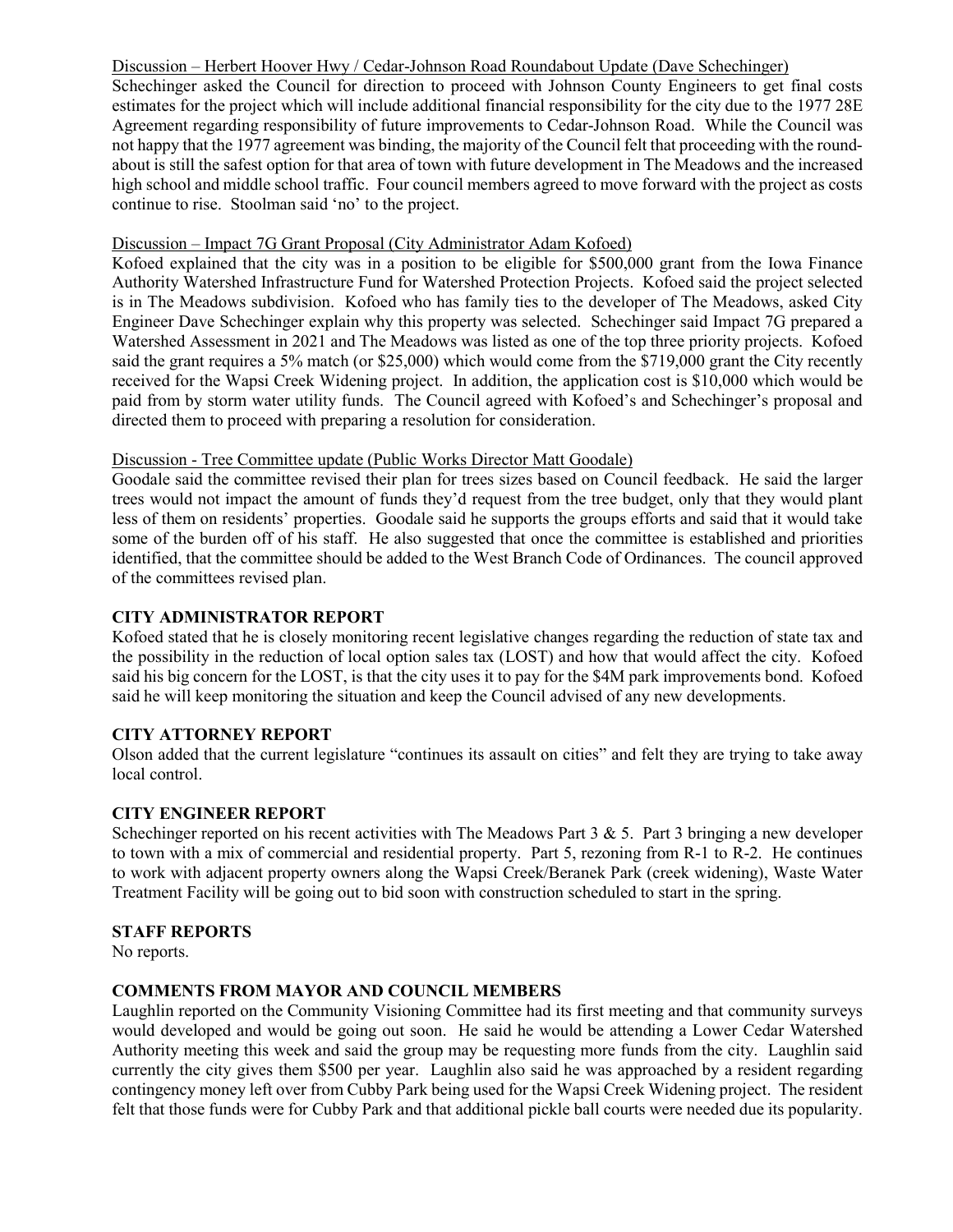Discussion – Herbert Hoover Hwy / Cedar-Johnson Road Roundabout Update (Dave Schechinger)

Schechinger asked the Council for direction to proceed with Johnson County Engineers to get final costs estimates for the project which will include additional financial responsibility for the city due to the 1977 28E Agreement regarding responsibility of future improvements to Cedar-Johnson Road. While the Council was not happy that the 1977 agreement was binding, the majority of the Council felt that proceeding with the round-about is still the safest option for that area of town with future development in The Meadows and the increased high school and middle school traffic. Four council members agreed to move forward with the project as costs continue to rise. Stoolman said 'no' to the project.

Discussion – Impact 7G Grant Proposal (City Administrator Adam Kofoed)

Kofoed explained that the city was in a position to be eligible for $500,000 grant from the Iowa Finance Authority Watershed Infrastructure Fund for Watershed Protection Projects. Kofoed said the project selected is in The Meadows subdivision. Kofoed who has family ties to the developer of The Meadows, asked City Engineer Dave Schechinger explain why this property was selected. Schechinger said Impact 7G prepared a Watershed Assessment in 2021 and The Meadows was listed as one of the top three priority projects. Kofoed said the grant requires a 5% match (or $25,000) which would come from the $719,000 grant the City recently received for the Wapsi Creek Widening project. In addition, the application cost is $10,000 which would be paid from by storm water utility funds. The Council agreed with Kofoed's and Schechinger's proposal and directed them to proceed with preparing a resolution for consideration.

Discussion - Tree Committee update (Public Works Director Matt Goodale)

Goodale said the committee revised their plan for trees sizes based on Council feedback. He said the larger trees would not impact the amount of funds they'd request from the tree budget, only that they would plant less of them on residents' properties. Goodale said he supports the groups efforts and said that it would take some of the burden off of his staff. He also suggested that once the committee is established and priorities identified, that the committee should be added to the West Branch Code of Ordinances. The council approved of the committees revised plan.

## CITY ADMINISTRATOR REPORT

Kofoed stated that he is closely monitoring recent legislative changes regarding the reduction of state tax and the possibility in the reduction of local option sales tax (LOST) and how that would affect the city. Kofoed said his big concern for the LOST, is that the city uses it to pay for the $4M park improvements bond. Kofoed said he will keep monitoring the situation and keep the Council advised of any new developments.

## CITY ATTORNEY REPORT

Olson added that the current legislature "continues its assault on cities" and felt they are trying to take away local control.

## CITY ENGINEER REPORT

Schechinger reported on his recent activities with The Meadows Part 3 & 5. Part 3 bringing a new developer to town with a mix of commercial and residential property. Part 5, rezoning from R-1 to R-2. He continues to work with adjacent property owners along the Wapsi Creek/Beranek Park (creek widening), Waste Water Treatment Facility will be going out to bid soon with construction scheduled to start in the spring.

## STAFF REPORTS

No reports.

## COMMENTS FROM MAYOR AND COUNCIL MEMBERS

Laughlin reported on the Community Visioning Committee had its first meeting and that community surveys would developed and would be going out soon. He said he would be attending a Lower Cedar Watershed Authority meeting this week and said the group may be requesting more funds from the city. Laughlin said currently the city gives them $500 per year. Laughlin also said he was approached by a resident regarding contingency money left over from Cubby Park being used for the Wapsi Creek Widening project. The resident felt that those funds were for Cubby Park and that additional pickle ball courts were needed due its popularity.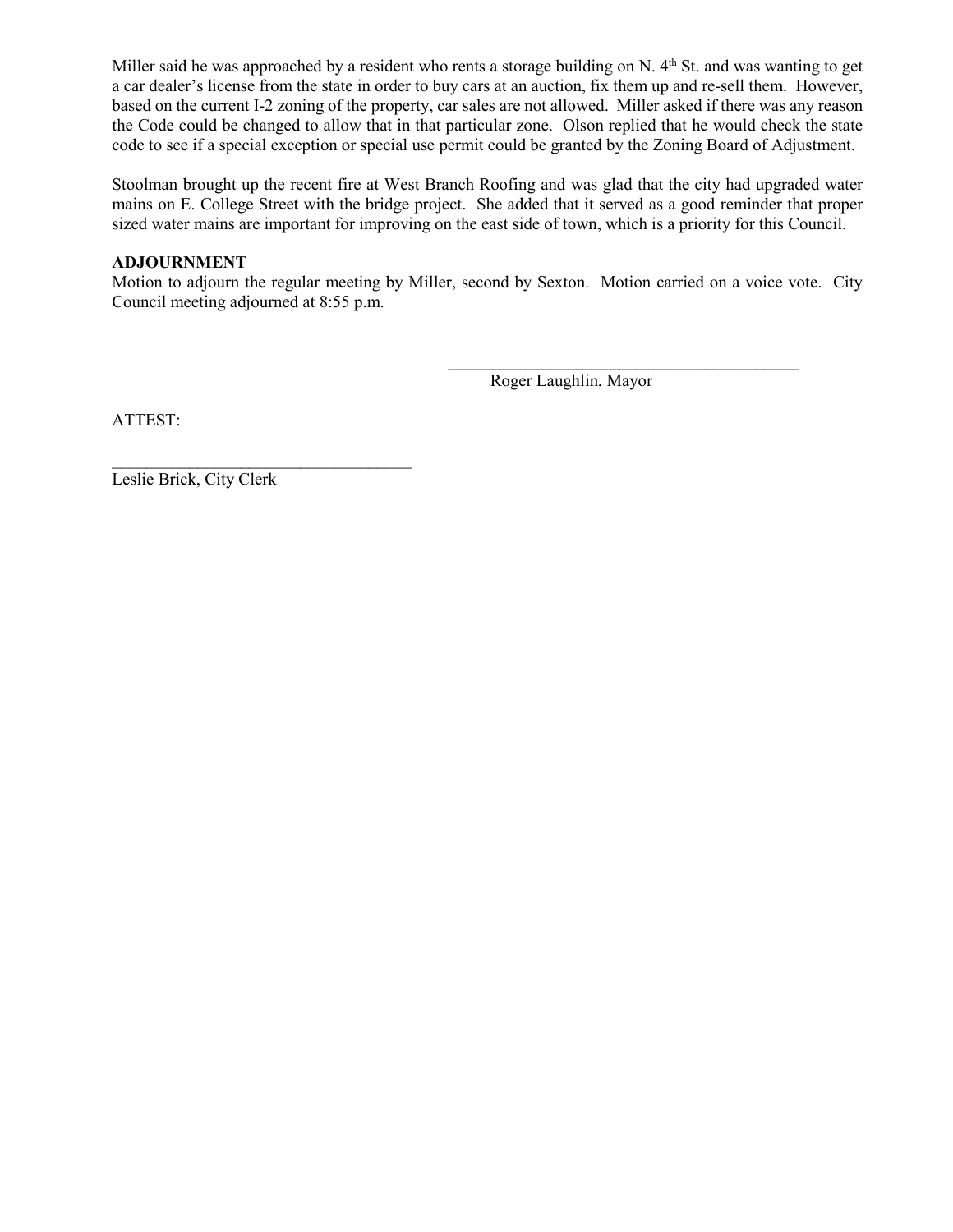Miller said he was approached by a resident who rents a storage building on N. 4th St. and was wanting to get a car dealer's license from the state in order to buy cars at an auction, fix them up and re-sell them. However, based on the current I-2 zoning of the property, car sales are not allowed. Miller asked if there was any reason the Code could be changed to allow that in that particular zone. Olson replied that he would check the state code to see if a special exception or special use permit could be granted by the Zoning Board of Adjustment.

Stoolman brought up the recent fire at West Branch Roofing and was glad that the city had upgraded water mains on E. College Street with the bridge project. She added that it served as a good reminder that proper sized water mains are important for improving on the east side of town, which is a priority for this Council.

**ADJOURNMENT**

Motion to adjourn the regular meeting by Miller, second by Sexton. Motion carried on a voice vote. City Council meeting adjourned at 8:55 p.m.

\_\_\_\_\_\_\_\_\_\_\_\_\_\_\_\_\_\_\_\_\_\_\_\_\_\_\_\_\_\_\_\_\_\_\_\_\_\_\_\_\_\_\_\_

Roger Laughlin, Mayor

ATTEST:

\_\_\_\_\_\_\_\_\_\_\_\_\_\_\_\_\_\_\_\_\_\_\_\_\_\_\_\_\_\_\_\_\_\_\_\_\_\_

Leslie Brick, City Clerk